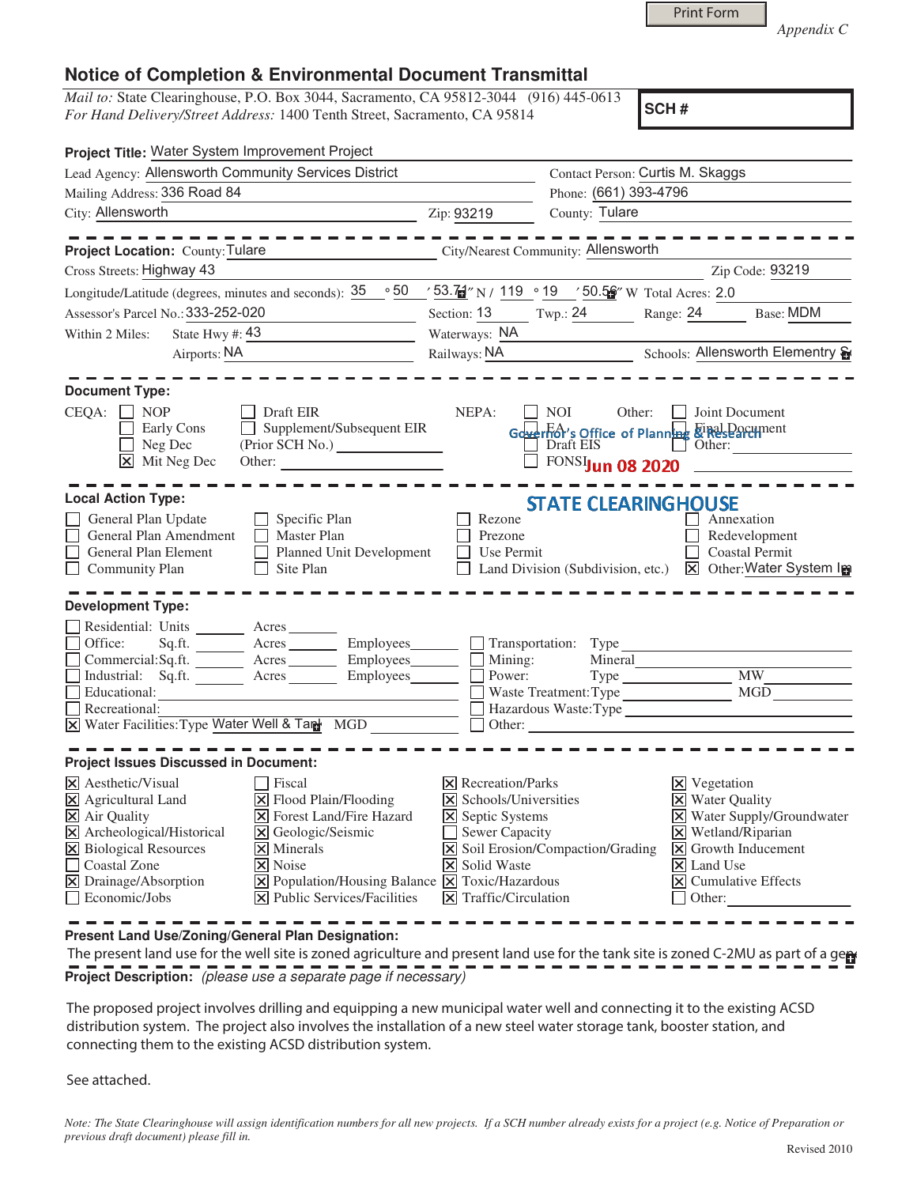Print Form

*Appendix C*

# Notice of Completion & Environmental Document Transmittal

*Mail to:* State Clearinghouse, P.O. Box 3044, Sacramento, CA 95812-3044 (916) 445-0613
*For Hand Delivery/Street Address:* 1400 Tenth Street, Sacramento, CA 95814

**SCH #**

**Project Title:** Water System Improvement Project

Lead Agency: Allensworth Community Services District
Contact Person: Curtis M. Skaggs
Mailing Address: 336 Road 84
Phone: (661) 393-4796
City: Allensworth
Zip: 93219
County: Tulare

---

**Project Location:** County: Tulare
City/Nearest Community: Allensworth
Cross Streets: Highway 43
Zip Code: 93219
Longitude/Latitude (degrees, minutes and seconds): 35 ° 50 ′ 53.71 ″ N / 119 ° 19 ′ 50.56 ″ W Total Acres: 2.0
Assessor's Parcel No.: 333-252-020
Section: 13 Twp.: 24 Range: 24 Base: MDM
Within 2 Miles: State Hwy #: 43 Waterways: NA
Airports: NA Railways: NA Schools: Allensworth Elementry S

---

**Document Type:**

CEQA:
- [ ] NOP
- [ ] Early Cons
- [ ] Neg Dec
- [x] Mit Neg Dec
- [ ] Draft EIR
- [ ] Supplement/Subsequent EIR (Prior SCH No.)
- Other:

NEPA:
- [ ] NOI
- [ ] EA
- [ ] Draft EIS
- [ ] FONSI

Other:
- [ ] Joint Document
- [ ] Final Document
- [ ] Other:

Governor's Office of Planning & Research
Jun 08 2020
STATE CLEARINGHOUSE

---

**Local Action Type:**

- [ ] General Plan Update
- [ ] General Plan Amendment
- [ ] General Plan Element
- [ ] Community Plan
- [ ] Specific Plan
- [ ] Master Plan
- [ ] Planned Unit Development
- [ ] Site Plan
- [ ] Rezone
- [ ] Prezone
- [ ] Use Permit
- [ ] Land Division (Subdivision, etc.)
- [ ] Annexation
- [ ] Redevelopment
- [ ] Coastal Permit
- [x] Other: Water System Im

---

**Development Type:**

- [ ] Residential: Units ___ Acres ___
- [ ] Office: Sq.ft. ___ Acres ___ Employees ___
- [ ] Commercial: Sq.ft. ___ Acres ___ Employees ___
- [ ] Industrial: Sq.ft. ___ Acres ___ Employees ___
- [ ] Educational:
- [ ] Recreational:
- [x] Water Facilities: Type Water Well & Tan MGD ___
- [ ] Transportation: Type
- [ ] Mining: Mineral
- [ ] Power: Type ___ MW
- [ ] Waste Treatment: Type ___ MGD
- [ ] Hazardous Waste: Type
- [ ] Other:

---

**Project Issues Discussed in Document:**

- [x] Aesthetic/Visual
- [x] Agricultural Land
- [x] Air Quality
- [x] Archeological/Historical
- [x] Biological Resources
- [ ] Coastal Zone
- [x] Drainage/Absorption
- [ ] Economic/Jobs
- [ ] Fiscal
- [x] Flood Plain/Flooding
- [x] Forest Land/Fire Hazard
- [x] Geologic/Seismic
- [x] Minerals
- [x] Noise
- [x] Population/Housing Balance
- [x] Public Services/Facilities
- [x] Recreation/Parks
- [x] Schools/Universities
- [x] Septic Systems
- [ ] Sewer Capacity
- [x] Soil Erosion/Compaction/Grading
- [x] Solid Waste
- [x] Toxic/Hazardous
- [x] Traffic/Circulation
- [x] Vegetation
- [x] Water Quality
- [x] Water Supply/Groundwater
- [x] Wetland/Riparian
- [x] Growth Inducement
- [x] Land Use
- [x] Cumulative Effects
- [ ] Other:

---

**Present Land Use/Zoning/General Plan Designation:**

The present land use for the well site is zoned agriculture and present land use for the tank site is zoned C-2MU as part of a gen

**Project Description:** *(please use a separate page if necessary)*

The proposed project involves drilling and equipping a new municipal water well and connecting it to the existing ACSD distribution system. The project also involves the installation of a new steel water storage tank, booster station, and connecting them to the existing ACSD distribution system.

See attached.

*Note: The State Clearinghouse will assign identification numbers for all new projects. If a SCH number already exists for a project (e.g. Notice of Preparation or previous draft document) please fill in.*

Revised 2010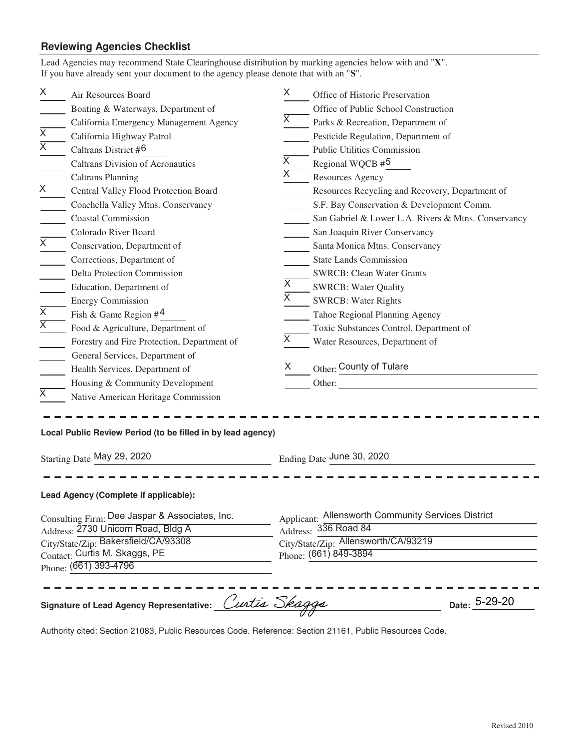## Reviewing Agencies Checklist

Lead Agencies may recommend State Clearinghouse distribution by marking agencies below with and "**X**".
If you have already sent your document to the agency please denote that with an "**S**".

| | | | |
|---|---|---|---|
| X | Air Resources Board | X | Office of Historic Preservation |
| | Boating & Waterways, Department of | | Office of Public School Construction |
| | California Emergency Management Agency | X | Parks & Recreation, Department of |
| X | California Highway Patrol | | Pesticide Regulation, Department of |
| X | Caltrans District #6 | | Public Utilities Commission |
| | Caltrans Division of Aeronautics | X | Regional WQCB #5 |
| | Caltrans Planning | X | Resources Agency |
| X | Central Valley Flood Protection Board | | Resources Recycling and Recovery, Department of |
| | Coachella Valley Mtns. Conservancy | | S.F. Bay Conservation & Development Comm. |
| | Coastal Commission | | San Gabriel & Lower L.A. Rivers & Mtns. Conservancy |
| | Colorado River Board | | San Joaquin River Conservancy |
| X | Conservation, Department of | | Santa Monica Mtns. Conservancy |
| | Corrections, Department of | | State Lands Commission |
| | Delta Protection Commission | | SWRCB: Clean Water Grants |
| | Education, Department of | X | SWRCB: Water Quality |
| | Energy Commission | X | SWRCB: Water Rights |
| X | Fish & Game Region #4 | | Tahoe Regional Planning Agency |
| X | Food & Agriculture, Department of | | Toxic Substances Control, Department of |
| | Forestry and Fire Protection, Department of | X | Water Resources, Department of |
| | General Services, Department of | | |
| | Health Services, Department of | X | Other: County of Tulare |
| | Housing & Community Development | | Other: |
| X | Native American Heritage Commission | | |

---

**Local Public Review Period (to be filled in by lead agency)**

Starting Date May 29, 2020 Ending Date June 30, 2020

---

**Lead Agency (Complete if applicable):**

Consulting Firm: Dee Jaspar & Associates, Inc.
Address: 2730 Unicorn Road, Bldg A
City/State/Zip: Bakersfield/CA/93308
Contact: Curtis M. Skaggs, PE
Phone: (661) 393-4796

Applicant: Allensworth Community Services District
Address: 336 Road 84
City/State/Zip: Allensworth/CA/93219
Phone: (661) 849-3894

---

**Signature of Lead Agency Representative:** Curtis Skaggs **Date:** 5-29-20

Authority cited: Section 21083, Public Resources Code. Reference: Section 21161, Public Resources Code.

Revised 2010